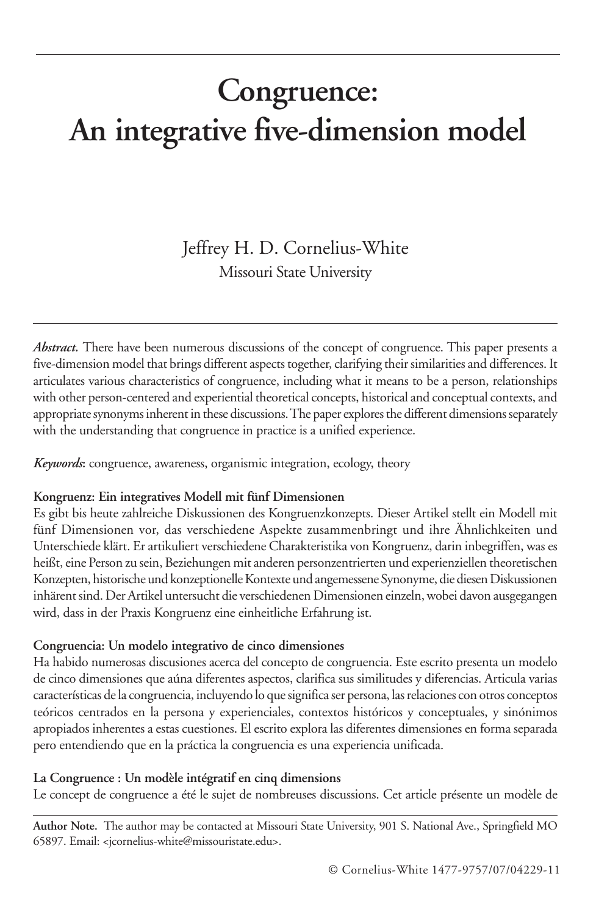# Congruence: An integrative five-dimension model

Jeffrey H. D. Cornelius-White
Missouri State University

*Abstract.* There have been numerous discussions of the concept of congruence. This paper presents a five-dimension model that brings different aspects together, clarifying their similarities and differences. It articulates various characteristics of congruence, including what it means to be a person, relationships with other person-centered and experiential theoretical concepts, historical and conceptual contexts, and appropriate synonyms inherent in these discussions. The paper explores the different dimensions separately with the understanding that congruence in practice is a unified experience.

***Keywords*:** congruence, awareness, organismic integration, ecology, theory

**Kongruenz: Ein integratives Modell mit fünf Dimensionen**
Es gibt bis heute zahlreiche Diskussionen des Kongruenzkonzepts. Dieser Artikel stellt ein Modell mit fünf Dimensionen vor, das verschiedene Aspekte zusammenbringt und ihre Ähnlichkeiten und Unterschiede klärt. Er artikuliert verschiedene Charakteristika von Kongruenz, darin inbegriffen, was es heißt, eine Person zu sein, Beziehungen mit anderen personzentrierten und experienziellen theoretischen Konzepten, historische und konzeptionelle Kontexte und angemessene Synonyme, die diesen Diskussionen inhärent sind. Der Artikel untersucht die verschiedenen Dimensionen einzeln, wobei davon ausgegangen wird, dass in der Praxis Kongruenz eine einheitliche Erfahrung ist.

**Congruencia: Un modelo integrativo de cinco dimensiones**
Ha habido numerosas discusiones acerca del concepto de congruencia. Este escrito presenta un modelo de cinco dimensiones que aúna diferentes aspectos, clarifica sus similitudes y diferencias. Articula varias características de la congruencia, incluyendo lo que significa ser persona, las relaciones con otros conceptos teóricos centrados en la persona y experienciales, contextos históricos y conceptuales, y sinónimos apropiados inherentes a estas cuestiones. El escrito explora las diferentes dimensiones en forma separada pero entendiendo que en la práctica la congruencia es una experiencia unificada.

**La Congruence : Un modèle intégratif en cinq dimensions**
Le concept de congruence a été le sujet de nombreuses discussions. Cet article présente un modèle de

**Author Note.** The author may be contacted at Missouri State University, 901 S. National Ave., Springfield MO 65897. Email: <jcornelius-white@missouristate.edu>.

© Cornelius-White 1477-9757/07/04229-11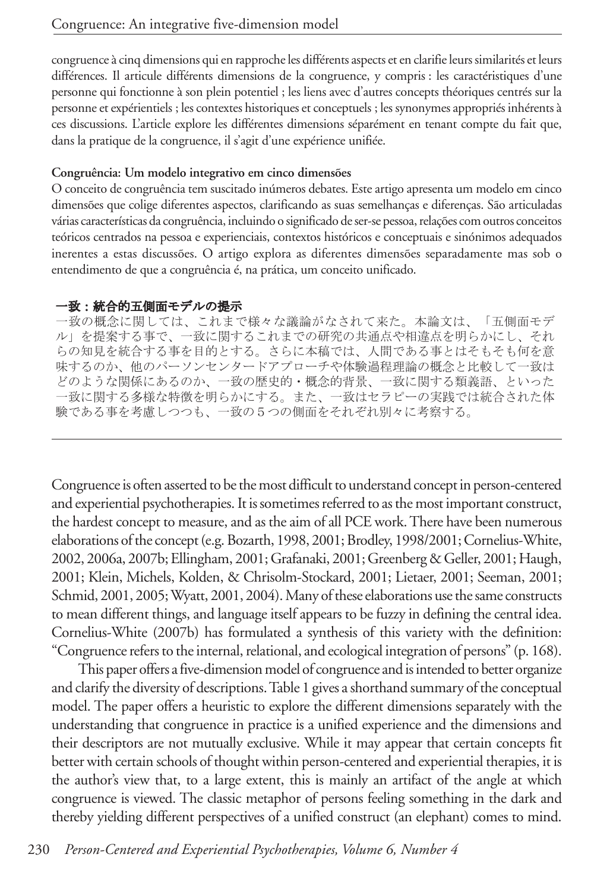congruence à cinq dimensions qui en rapproche les différents aspects et en clarifie leurs similarités et leurs différences. Il articule différents dimensions de la congruence, y compris : les caractéristiques d'une personne qui fonctionne à son plein potentiel ; les liens avec d'autres concepts théoriques centrés sur la personne et expérientiels ; les contextes historiques et conceptuels ; les synonymes appropriés inhérents à ces discussions. L'article explore les différentes dimensions séparément en tenant compte du fait que, dans la pratique de la congruence, il s'agit d'une expérience unifiée.

**Congruência: Um modelo integrativo em cinco dimensões**

O conceito de congruência tem suscitado inúmeros debates. Este artigo apresenta um modelo em cinco dimensões que colige diferentes aspectos, clarificando as suas semelhanças e diferenças. São articuladas várias características da congruência, incluindo o significado de ser-se pessoa, relações com outros conceitos teóricos centrados na pessoa e experienciais, contextos históricos e conceptuais e sinónimos adequados inerentes a estas discussões. O artigo explora as diferentes dimensões separadamente mas sob o entendimento de que a congruência é, na prática, um conceito unificado.

**一致：統合的五側面モデルの提示**

一致の概念に関しては、これまで様々な議論がなされて来た。本論文は、「五側面モデル」を提案する事で、一致に関するこれまでの研究の共通点や相違点を明らかにし、それらの知見を統合する事を目的とする。さらに本稿では、人間である事とはそもそも何を意味するのか、他のパーソンセンタードアプローチや体験過程理論の概念と比較して一致はどのような関係にあるのか、一致の歴史的・概念的背景、一致に関する類義語、といった一致に関する多様な特徴を明らかにする。また、一致はセラピーの実践では統合された体験である事を考慮しつつも、一致の５つの側面をそれぞれ別々に考察する。

---

Congruence is often asserted to be the most difficult to understand concept in person-centered and experiential psychotherapies. It is sometimes referred to as the most important construct, the hardest concept to measure, and as the aim of all PCE work. There have been numerous elaborations of the concept (e.g. Bozarth, 1998, 2001; Brodley, 1998/2001; Cornelius-White, 2002, 2006a, 2007b; Ellingham, 2001; Grafanaki, 2001; Greenberg & Geller, 2001; Haugh, 2001; Klein, Michels, Kolden, & Chrisolm-Stockard, 2001; Lietaer, 2001; Seeman, 2001; Schmid, 2001, 2005; Wyatt, 2001, 2004). Many of these elaborations use the same constructs to mean different things, and language itself appears to be fuzzy in defining the central idea. Cornelius-White (2007b) has formulated a synthesis of this variety with the definition: "Congruence refers to the internal, relational, and ecological integration of persons" (p. 168).

This paper offers a five-dimension model of congruence and is intended to better organize and clarify the diversity of descriptions. Table 1 gives a shorthand summary of the conceptual model. The paper offers a heuristic to explore the different dimensions separately with the understanding that congruence in practice is a unified experience and the dimensions and their descriptors are not mutually exclusive. While it may appear that certain concepts fit better with certain schools of thought within person-centered and experiential therapies, it is the author's view that, to a large extent, this is mainly an artifact of the angle at which congruence is viewed. The classic metaphor of persons feeling something in the dark and thereby yielding different perspectives of a unified construct (an elephant) comes to mind.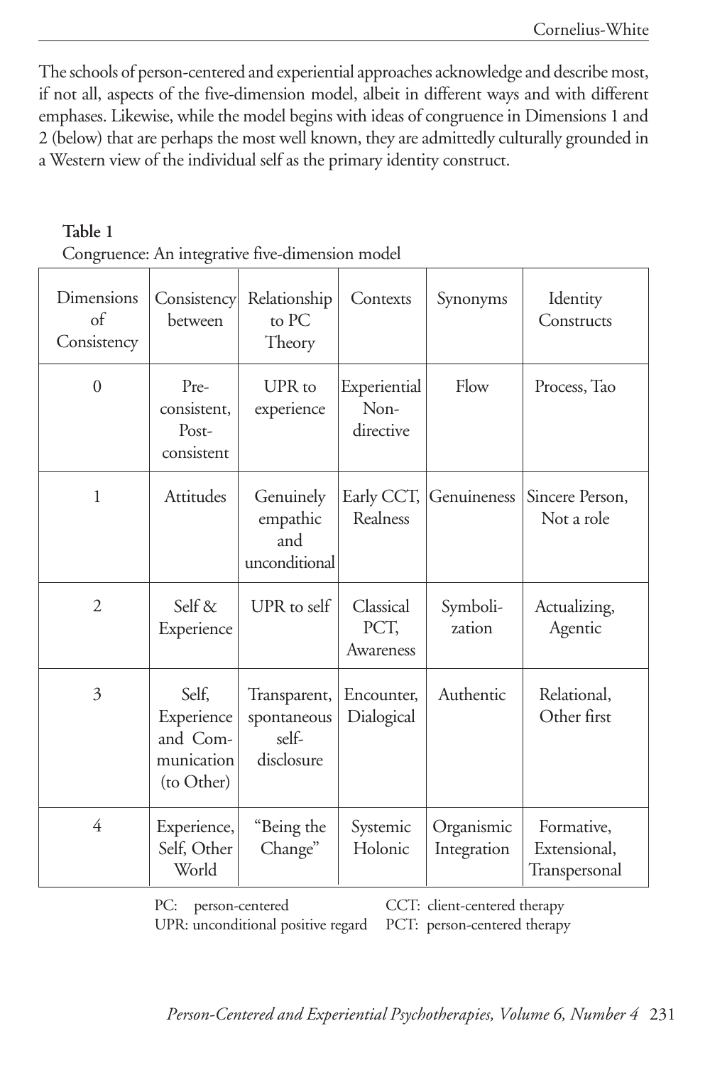The schools of person-centered and experiential approaches acknowledge and describe most, if not all, aspects of the five-dimension model, albeit in different ways and with different emphases. Likewise, while the model begins with ideas of congruence in Dimensions 1 and 2 (below) that are perhaps the most well known, they are admittedly culturally grounded in a Western view of the individual self as the primary identity construct.

**Table 1**
Congruence: An integrative five-dimension model

| Dimensions of Consistency | Consistency between | Relationship to PC Theory | Contexts | Synonyms | Identity Constructs |
|---|---|---|---|---|---|
| 0 | Pre-consistent, Post-consistent | UPR to experience | Experiential Non-directive | Flow | Process, Tao |
| 1 | Attitudes | Genuinely empathic and unconditional | Early CCT, Realness | Genuineness | Sincere Person, Not a role |
| 2 | Self & Experience | UPR to self | Classical PCT, Awareness | Symbolization | Actualizing, Agentic |
| 3 | Self, Experience and Communication (to Other) | Transparent, spontaneous self-disclosure | Encounter, Dialogical | Authentic | Relational, Other first |
| 4 | Experience, Self, Other World | "Being the Change" | Systemic Holonic | Organismic Integration | Formative, Extensional, Transpersonal |

PC: person-centered
UPR: unconditional positive regard
CCT: client-centered therapy
PCT: person-centered therapy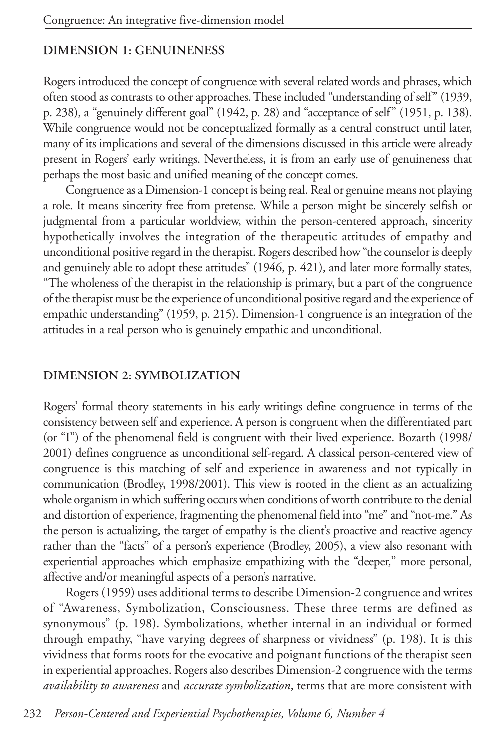## DIMENSION 1: GENUINENESS

Rogers introduced the concept of congruence with several related words and phrases, which often stood as contrasts to other approaches. These included "understanding of self" (1939, p. 238), a "genuinely different goal" (1942, p. 28) and "acceptance of self" (1951, p. 138). While congruence would not be conceptualized formally as a central construct until later, many of its implications and several of the dimensions discussed in this article were already present in Rogers' early writings. Nevertheless, it is from an early use of genuineness that perhaps the most basic and unified meaning of the concept comes.

Congruence as a Dimension-1 concept is being real. Real or genuine means not playing a role. It means sincerity free from pretense. While a person might be sincerely selfish or judgmental from a particular worldview, within the person-centered approach, sincerity hypothetically involves the integration of the therapeutic attitudes of empathy and unconditional positive regard in the therapist. Rogers described how "the counselor is deeply and genuinely able to adopt these attitudes" (1946, p. 421), and later more formally states, "The wholeness of the therapist in the relationship is primary, but a part of the congruence of the therapist must be the experience of unconditional positive regard and the experience of empathic understanding" (1959, p. 215). Dimension-1 congruence is an integration of the attitudes in a real person who is genuinely empathic and unconditional.

## DIMENSION 2: SYMBOLIZATION

Rogers' formal theory statements in his early writings define congruence in terms of the consistency between self and experience. A person is congruent when the differentiated part (or "I") of the phenomenal field is congruent with their lived experience. Bozarth (1998/2001) defines congruence as unconditional self-regard. A classical person-centered view of congruence is this matching of self and experience in awareness and not typically in communication (Brodley, 1998/2001). This view is rooted in the client as an actualizing whole organism in which suffering occurs when conditions of worth contribute to the denial and distortion of experience, fragmenting the phenomenal field into "me" and "not-me." As the person is actualizing, the target of empathy is the client's proactive and reactive agency rather than the "facts" of a person's experience (Brodley, 2005), a view also resonant with experiential approaches which emphasize empathizing with the "deeper," more personal, affective and/or meaningful aspects of a person's narrative.

Rogers (1959) uses additional terms to describe Dimension-2 congruence and writes of "Awareness, Symbolization, Consciousness. These three terms are defined as synonymous" (p. 198). Symbolizations, whether internal in an individual or formed through empathy, "have varying degrees of sharpness or vividness" (p. 198). It is this vividness that forms roots for the evocative and poignant functions of the therapist seen in experiential approaches. Rogers also describes Dimension-2 congruence with the terms *availability to awareness* and *accurate symbolization*, terms that are more consistent with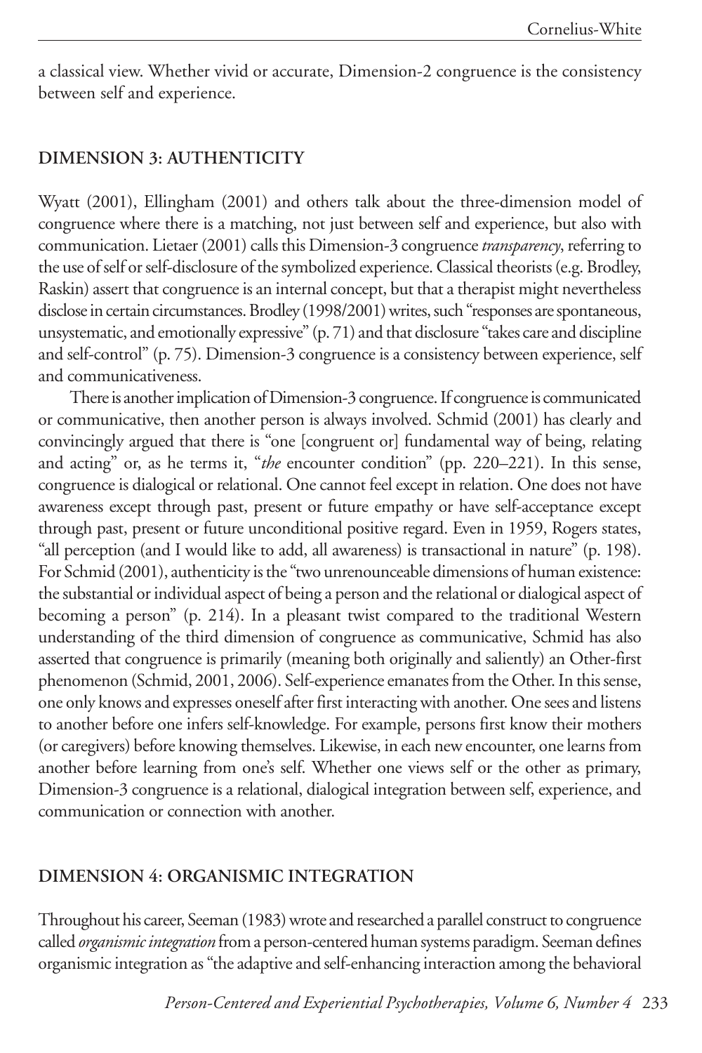a classical view. Whether vivid or accurate, Dimension-2 congruence is the consistency between self and experience.

## DIMENSION 3: AUTHENTICITY

Wyatt (2001), Ellingham (2001) and others talk about the three-dimension model of congruence where there is a matching, not just between self and experience, but also with communication. Lietaer (2001) calls this Dimension-3 congruence *transparency*, referring to the use of self or self-disclosure of the symbolized experience. Classical theorists (e.g. Brodley, Raskin) assert that congruence is an internal concept, but that a therapist might nevertheless disclose in certain circumstances. Brodley (1998/2001) writes, such "responses are spontaneous, unsystematic, and emotionally expressive" (p. 71) and that disclosure "takes care and discipline and self-control" (p. 75). Dimension-3 congruence is a consistency between experience, self and communicativeness.

There is another implication of Dimension-3 congruence. If congruence is communicated or communicative, then another person is always involved. Schmid (2001) has clearly and convincingly argued that there is "one [congruent or] fundamental way of being, relating and acting" or, as he terms it, "*the* encounter condition" (pp. 220–221). In this sense, congruence is dialogical or relational. One cannot feel except in relation. One does not have awareness except through past, present or future empathy or have self-acceptance except through past, present or future unconditional positive regard. Even in 1959, Rogers states, "all perception (and I would like to add, all awareness) is transactional in nature" (p. 198). For Schmid (2001), authenticity is the "two unrenounceable dimensions of human existence: the substantial or individual aspect of being a person and the relational or dialogical aspect of becoming a person" (p. 214). In a pleasant twist compared to the traditional Western understanding of the third dimension of congruence as communicative, Schmid has also asserted that congruence is primarily (meaning both originally and saliently) an Other-first phenomenon (Schmid, 2001, 2006). Self-experience emanates from the Other. In this sense, one only knows and expresses oneself after first interacting with another. One sees and listens to another before one infers self-knowledge. For example, persons first know their mothers (or caregivers) before knowing themselves. Likewise, in each new encounter, one learns from another before learning from one's self. Whether one views self or the other as primary, Dimension-3 congruence is a relational, dialogical integration between self, experience, and communication or connection with another.

## DIMENSION 4: ORGANISMIC INTEGRATION

Throughout his career, Seeman (1983) wrote and researched a parallel construct to congruence called *organismic integration* from a person-centered human systems paradigm. Seeman defines organismic integration as "the adaptive and self-enhancing interaction among the behavioral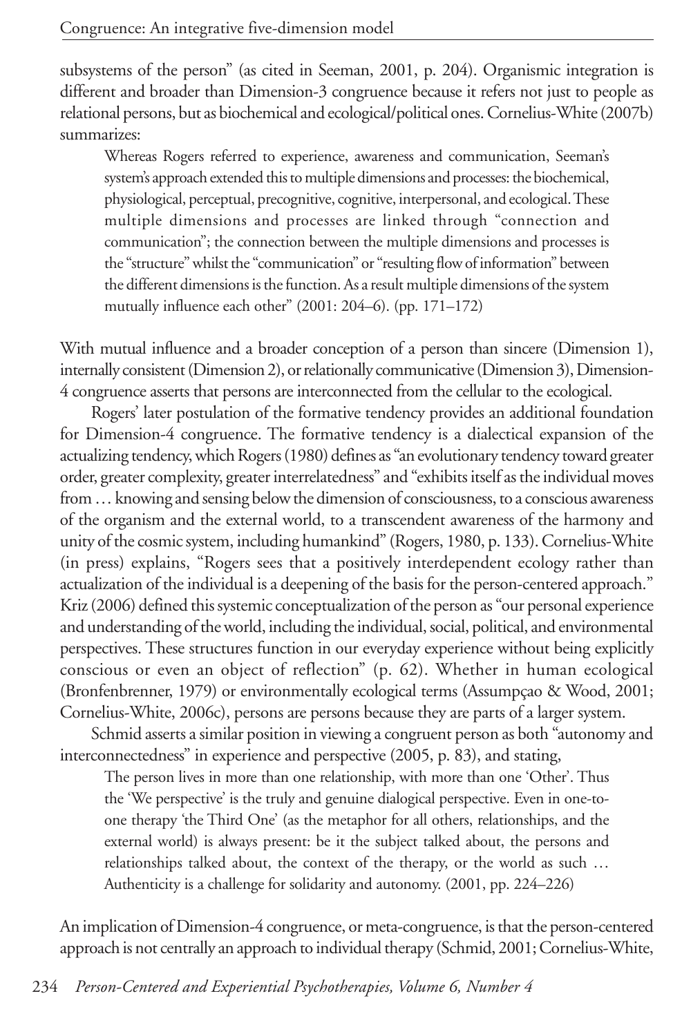subsystems of the person" (as cited in Seeman, 2001, p. 204). Organismic integration is different and broader than Dimension-3 congruence because it refers not just to people as relational persons, but as biochemical and ecological/political ones. Cornelius-White (2007b) summarizes:

> Whereas Rogers referred to experience, awareness and communication, Seeman's system's approach extended this to multiple dimensions and processes: the biochemical, physiological, perceptual, precognitive, cognitive, interpersonal, and ecological. These multiple dimensions and processes are linked through "connection and communication"; the connection between the multiple dimensions and processes is the "structure" whilst the "communication" or "resulting flow of information" between the different dimensions is the function. As a result multiple dimensions of the system mutually influence each other" (2001: 204–6). (pp. 171–172)

With mutual influence and a broader conception of a person than sincere (Dimension 1), internally consistent (Dimension 2), or relationally communicative (Dimension 3), Dimension-4 congruence asserts that persons are interconnected from the cellular to the ecological.

Rogers' later postulation of the formative tendency provides an additional foundation for Dimension-4 congruence. The formative tendency is a dialectical expansion of the actualizing tendency, which Rogers (1980) defines as "an evolutionary tendency toward greater order, greater complexity, greater interrelatedness" and "exhibits itself as the individual moves from … knowing and sensing below the dimension of consciousness, to a conscious awareness of the organism and the external world, to a transcendent awareness of the harmony and unity of the cosmic system, including humankind" (Rogers, 1980, p. 133). Cornelius-White (in press) explains, "Rogers sees that a positively interdependent ecology rather than actualization of the individual is a deepening of the basis for the person-centered approach." Kriz (2006) defined this systemic conceptualization of the person as "our personal experience and understanding of the world, including the individual, social, political, and environmental perspectives. These structures function in our everyday experience without being explicitly conscious or even an object of reflection" (p. 62). Whether in human ecological (Bronfenbrenner, 1979) or environmentally ecological terms (Assumpçao & Wood, 2001; Cornelius-White, 2006c), persons are persons because they are parts of a larger system.

Schmid asserts a similar position in viewing a congruent person as both "autonomy and interconnectedness" in experience and perspective (2005, p. 83), and stating,

> The person lives in more than one relationship, with more than one 'Other'. Thus the 'We perspective' is the truly and genuine dialogical perspective. Even in one-to-one therapy 'the Third One' (as the metaphor for all others, relationships, and the external world) is always present: be it the subject talked about, the persons and relationships talked about, the context of the therapy, or the world as such … Authenticity is a challenge for solidarity and autonomy. (2001, pp. 224–226)

An implication of Dimension-4 congruence, or meta-congruence, is that the person-centered approach is not centrally an approach to individual therapy (Schmid, 2001; Cornelius-White,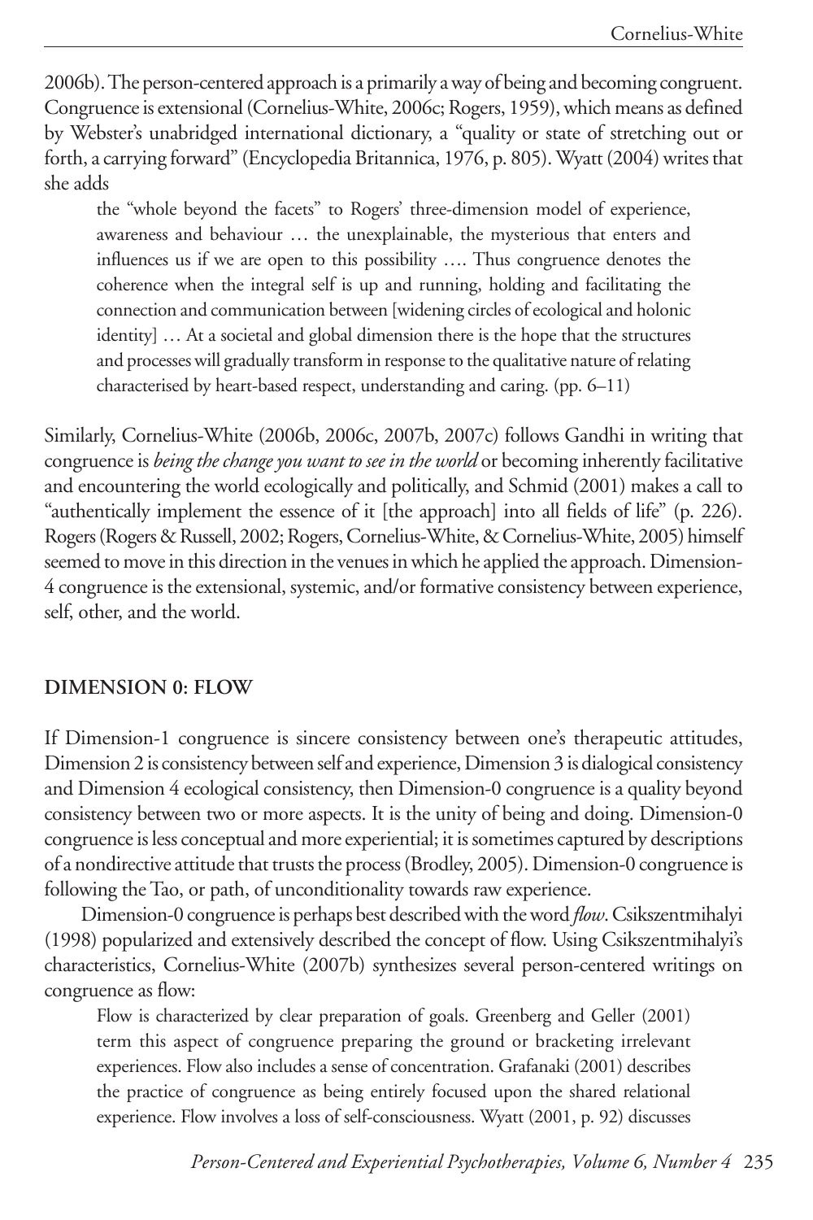2006b). The person-centered approach is a primarily a way of being and becoming congruent. Congruence is extensional (Cornelius-White, 2006c; Rogers, 1959), which means as defined by Webster's unabridged international dictionary, a "quality or state of stretching out or forth, a carrying forward" (Encyclopedia Britannica, 1976, p. 805). Wyatt (2004) writes that she adds

> the "whole beyond the facets" to Rogers' three-dimension model of experience, awareness and behaviour … the unexplainable, the mysterious that enters and influences us if we are open to this possibility …. Thus congruence denotes the coherence when the integral self is up and running, holding and facilitating the connection and communication between [widening circles of ecological and holonic identity] … At a societal and global dimension there is the hope that the structures and processes will gradually transform in response to the qualitative nature of relating characterised by heart-based respect, understanding and caring. (pp. 6–11)

Similarly, Cornelius-White (2006b, 2006c, 2007b, 2007c) follows Gandhi in writing that congruence is *being the change you want to see in the world* or becoming inherently facilitative and encountering the world ecologically and politically, and Schmid (2001) makes a call to "authentically implement the essence of it [the approach] into all fields of life" (p. 226). Rogers (Rogers & Russell, 2002; Rogers, Cornelius-White, & Cornelius-White, 2005) himself seemed to move in this direction in the venues in which he applied the approach. Dimension-4 congruence is the extensional, systemic, and/or formative consistency between experience, self, other, and the world.

## DIMENSION 0: FLOW

If Dimension-1 congruence is sincere consistency between one's therapeutic attitudes, Dimension 2 is consistency between self and experience, Dimension 3 is dialogical consistency and Dimension 4 ecological consistency, then Dimension-0 congruence is a quality beyond consistency between two or more aspects. It is the unity of being and doing. Dimension-0 congruence is less conceptual and more experiential; it is sometimes captured by descriptions of a nondirective attitude that trusts the process (Brodley, 2005). Dimension-0 congruence is following the Tao, or path, of unconditionality towards raw experience.

Dimension-0 congruence is perhaps best described with the word *flow*. Csikszentmihalyi (1998) popularized and extensively described the concept of flow. Using Csikszentmihalyi's characteristics, Cornelius-White (2007b) synthesizes several person-centered writings on congruence as flow:

> Flow is characterized by clear preparation of goals. Greenberg and Geller (2001) term this aspect of congruence preparing the ground or bracketing irrelevant experiences. Flow also includes a sense of concentration. Grafanaki (2001) describes the practice of congruence as being entirely focused upon the shared relational experience. Flow involves a loss of self-consciousness. Wyatt (2001, p. 92) discusses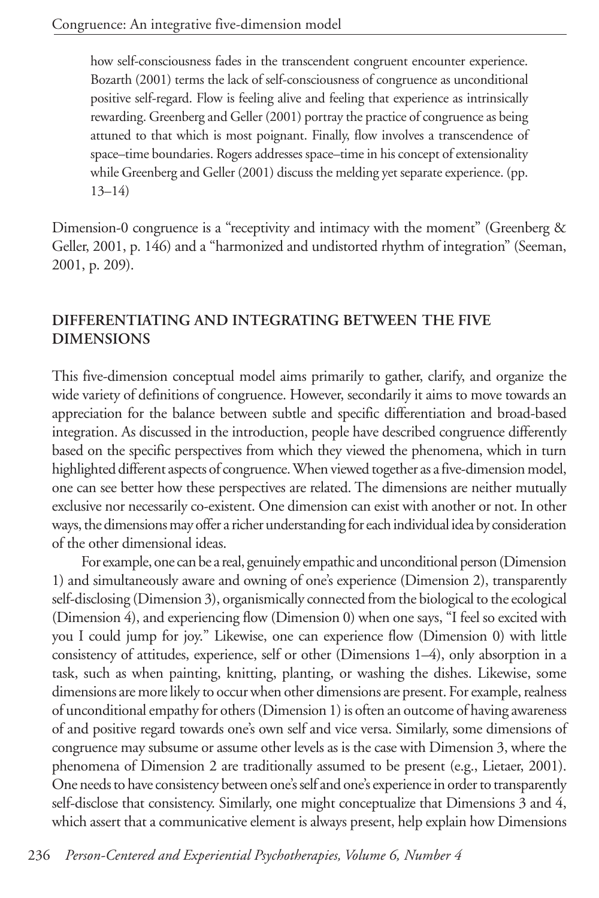> how self-consciousness fades in the transcendent congruent encounter experience. Bozarth (2001) terms the lack of self-consciousness of congruence as unconditional positive self-regard. Flow is feeling alive and feeling that experience as intrinsically rewarding. Greenberg and Geller (2001) portray the practice of congruence as being attuned to that which is most poignant. Finally, flow involves a transcendence of space–time boundaries. Rogers addresses space–time in his concept of extensionality while Greenberg and Geller (2001) discuss the melding yet separate experience. (pp. 13–14)

Dimension-0 congruence is a "receptivity and intimacy with the moment" (Greenberg & Geller, 2001, p. 146) and a "harmonized and undistorted rhythm of integration" (Seeman, 2001, p. 209).

## DIFFERENTIATING AND INTEGRATING BETWEEN THE FIVE DIMENSIONS

This five-dimension conceptual model aims primarily to gather, clarify, and organize the wide variety of definitions of congruence. However, secondarily it aims to move towards an appreciation for the balance between subtle and specific differentiation and broad-based integration. As discussed in the introduction, people have described congruence differently based on the specific perspectives from which they viewed the phenomena, which in turn highlighted different aspects of congruence. When viewed together as a five-dimension model, one can see better how these perspectives are related. The dimensions are neither mutually exclusive nor necessarily co-existent. One dimension can exist with another or not. In other ways, the dimensions may offer a richer understanding for each individual idea by consideration of the other dimensional ideas.

For example, one can be a real, genuinely empathic and unconditional person (Dimension 1) and simultaneously aware and owning of one's experience (Dimension 2), transparently self-disclosing (Dimension 3), organismically connected from the biological to the ecological (Dimension 4), and experiencing flow (Dimension 0) when one says, "I feel so excited with you I could jump for joy." Likewise, one can experience flow (Dimension 0) with little consistency of attitudes, experience, self or other (Dimensions 1–4), only absorption in a task, such as when painting, knitting, planting, or washing the dishes. Likewise, some dimensions are more likely to occur when other dimensions are present. For example, realness of unconditional empathy for others (Dimension 1) is often an outcome of having awareness of and positive regard towards one's own self and vice versa. Similarly, some dimensions of congruence may subsume or assume other levels as is the case with Dimension 3, where the phenomena of Dimension 2 are traditionally assumed to be present (e.g., Lietaer, 2001). One needs to have consistency between one's self and one's experience in order to transparently self-disclose that consistency. Similarly, one might conceptualize that Dimensions 3 and 4, which assert that a communicative element is always present, help explain how Dimensions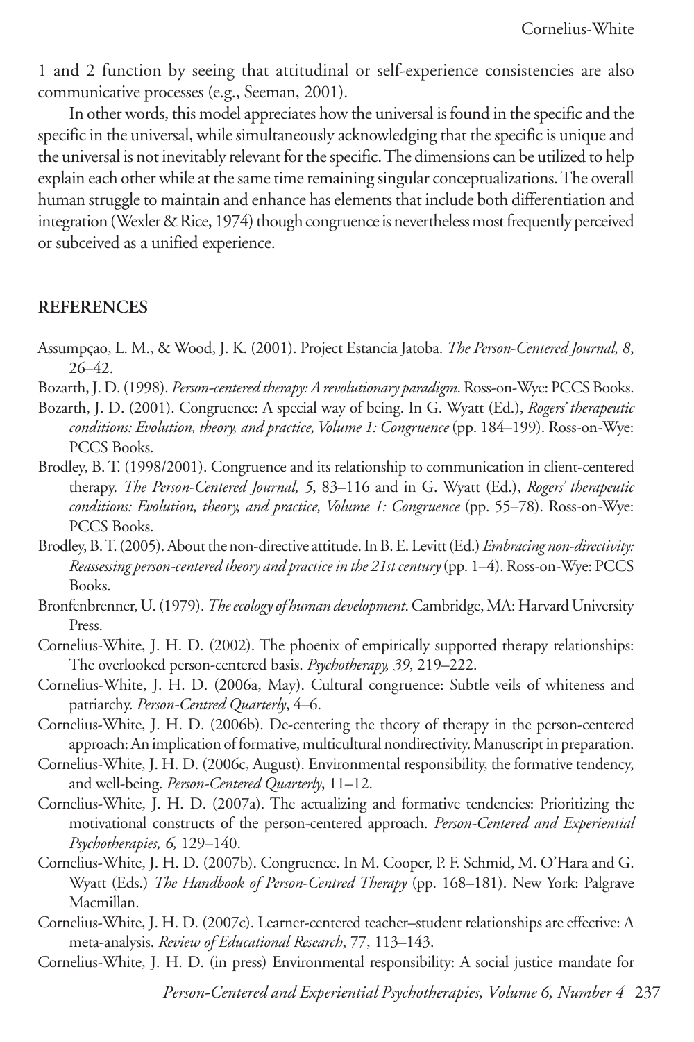1 and 2 function by seeing that attitudinal or self-experience consistencies are also communicative processes (e.g., Seeman, 2001).

In other words, this model appreciates how the universal is found in the specific and the specific in the universal, while simultaneously acknowledging that the specific is unique and the universal is not inevitably relevant for the specific. The dimensions can be utilized to help explain each other while at the same time remaining singular conceptualizations. The overall human struggle to maintain and enhance has elements that include both differentiation and integration (Wexler & Rice, 1974) though congruence is nevertheless most frequently perceived or subceived as a unified experience.

## REFERENCES

Assumpçao, L. M., & Wood, J. K. (2001). Project Estancia Jatoba. *The Person-Centered Journal, 8*, 26–42.

Bozarth, J. D. (1998). *Person-centered therapy: A revolutionary paradigm*. Ross-on-Wye: PCCS Books.

Bozarth, J. D. (2001). Congruence: A special way of being. In G. Wyatt (Ed.), *Rogers' therapeutic conditions: Evolution, theory, and practice, Volume 1: Congruence* (pp. 184–199). Ross-on-Wye: PCCS Books.

Brodley, B. T. (1998/2001). Congruence and its relationship to communication in client-centered therapy. *The Person-Centered Journal, 5*, 83–116 and in G. Wyatt (Ed.), *Rogers' therapeutic conditions: Evolution, theory, and practice, Volume 1: Congruence* (pp. 55–78). Ross-on-Wye: PCCS Books.

Brodley, B. T. (2005). About the non-directive attitude. In B. E. Levitt (Ed.) *Embracing non-directivity: Reassessing person-centered theory and practice in the 21st century* (pp. 1–4). Ross-on-Wye: PCCS Books.

Bronfenbrenner, U. (1979). *The ecology of human development*. Cambridge, MA: Harvard University Press.

Cornelius-White, J. H. D. (2002). The phoenix of empirically supported therapy relationships: The overlooked person-centered basis. *Psychotherapy, 39*, 219–222.

Cornelius-White, J. H. D. (2006a, May). Cultural congruence: Subtle veils of whiteness and patriarchy. *Person-Centred Quarterly*, 4–6.

Cornelius-White, J. H. D. (2006b). De-centering the theory of therapy in the person-centered approach: An implication of formative, multicultural nondirectivity. Manuscript in preparation.

Cornelius-White, J. H. D. (2006c, August). Environmental responsibility, the formative tendency, and well-being. *Person-Centered Quarterly*, 11–12.

Cornelius-White, J. H. D. (2007a). The actualizing and formative tendencies: Prioritizing the motivational constructs of the person-centered approach. *Person-Centered and Experiential Psychotherapies, 6,* 129–140.

Cornelius-White, J. H. D. (2007b). Congruence. In M. Cooper, P. F. Schmid, M. O'Hara and G. Wyatt (Eds.) *The Handbook of Person-Centred Therapy* (pp. 168–181). New York: Palgrave Macmillan.

Cornelius-White, J. H. D. (2007c). Learner-centered teacher–student relationships are effective: A meta-analysis. *Review of Educational Research*, 77, 113–143.

Cornelius-White, J. H. D. (in press) Environmental responsibility: A social justice mandate for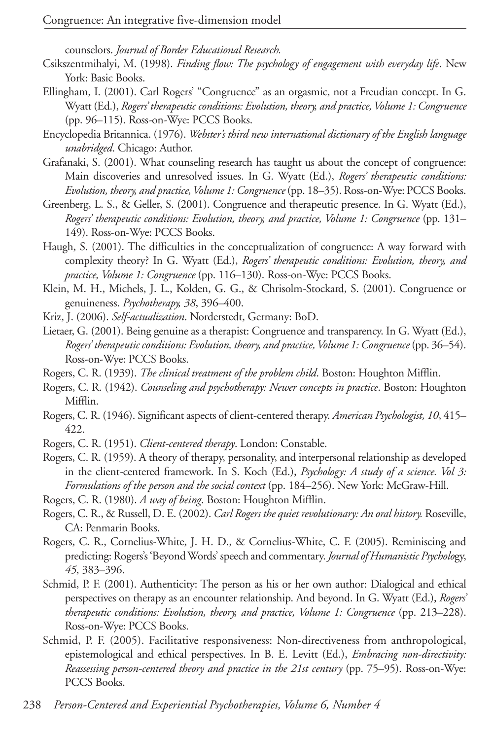counselors. *Journal of Border Educational Research.*

Csikszentmihalyi, M. (1998). *Finding flow: The psychology of engagement with everyday life*. New York: Basic Books.

Ellingham, I. (2001). Carl Rogers' "Congruence" as an orgasmic, not a Freudian concept. In G. Wyatt (Ed.), *Rogers' therapeutic conditions: Evolution, theory, and practice, Volume 1: Congruence* (pp. 96–115). Ross-on-Wye: PCCS Books.

Encyclopedia Britannica. (1976). *Webster's third new international dictionary of the English language unabridged*. Chicago: Author.

Grafanaki, S. (2001). What counseling research has taught us about the concept of congruence: Main discoveries and unresolved issues. In G. Wyatt (Ed.), *Rogers' therapeutic conditions: Evolution, theory, and practice, Volume 1: Congruence* (pp. 18–35). Ross-on-Wye: PCCS Books.

Greenberg, L. S., & Geller, S. (2001). Congruence and therapeutic presence. In G. Wyatt (Ed.), *Rogers' therapeutic conditions: Evolution, theory, and practice, Volume 1: Congruence* (pp. 131–149). Ross-on-Wye: PCCS Books.

Haugh, S. (2001). The difficulties in the conceptualization of congruence: A way forward with complexity theory? In G. Wyatt (Ed.), *Rogers' therapeutic conditions: Evolution, theory, and practice, Volume 1: Congruence* (pp. 116–130). Ross-on-Wye: PCCS Books.

Klein, M. H., Michels, J. L., Kolden, G. G., & Chrisolm-Stockard, S. (2001). Congruence or genuineness. *Psychotherapy, 38*, 396–400.

Kriz, J. (2006). *Self-actualization*. Norderstedt, Germany: BoD.

Lietaer, G. (2001). Being genuine as a therapist: Congruence and transparency. In G. Wyatt (Ed.), *Rogers' therapeutic conditions: Evolution, theory, and practice, Volume 1: Congruence* (pp. 36–54). Ross-on-Wye: PCCS Books.

Rogers, C. R. (1939). *The clinical treatment of the problem child*. Boston: Houghton Mifflin.

Rogers, C. R. (1942). *Counseling and psychotherapy: Newer concepts in practice*. Boston: Houghton Mifflin.

Rogers, C. R. (1946). Significant aspects of client-centered therapy. *American Psychologist, 10*, 415–422.

Rogers, C. R. (1951). *Client-centered therapy*. London: Constable.

Rogers, C. R. (1959). A theory of therapy, personality, and interpersonal relationship as developed in the client-centered framework. In S. Koch (Ed.), *Psychology: A study of a science. Vol 3: Formulations of the person and the social context* (pp. 184–256). New York: McGraw-Hill.

Rogers, C. R. (1980). *A way of being*. Boston: Houghton Mifflin.

Rogers, C. R., & Russell, D. E. (2002). *Carl Rogers the quiet revolutionary: An oral history.* Roseville, CA: Penmarin Books.

Rogers, C. R., Cornelius-White, J. H. D., & Cornelius-White, C. F. (2005). Reminiscing and predicting: Rogers's 'Beyond Words' speech and commentary. *Journal of Humanistic Psychology, 45*, 383–396.

Schmid, P. F. (2001). Authenticity: The person as his or her own author: Dialogical and ethical perspectives on therapy as an encounter relationship. And beyond. In G. Wyatt (Ed.), *Rogers' therapeutic conditions: Evolution, theory, and practice, Volume 1: Congruence* (pp. 213–228). Ross-on-Wye: PCCS Books.

Schmid, P. F. (2005). Facilitative responsiveness: Non-directiveness from anthropological, epistemological and ethical perspectives. In B. E. Levitt (Ed.), *Embracing non-directivity: Reassessing person-centered theory and practice in the 21st century* (pp. 75–95). Ross-on-Wye: PCCS Books.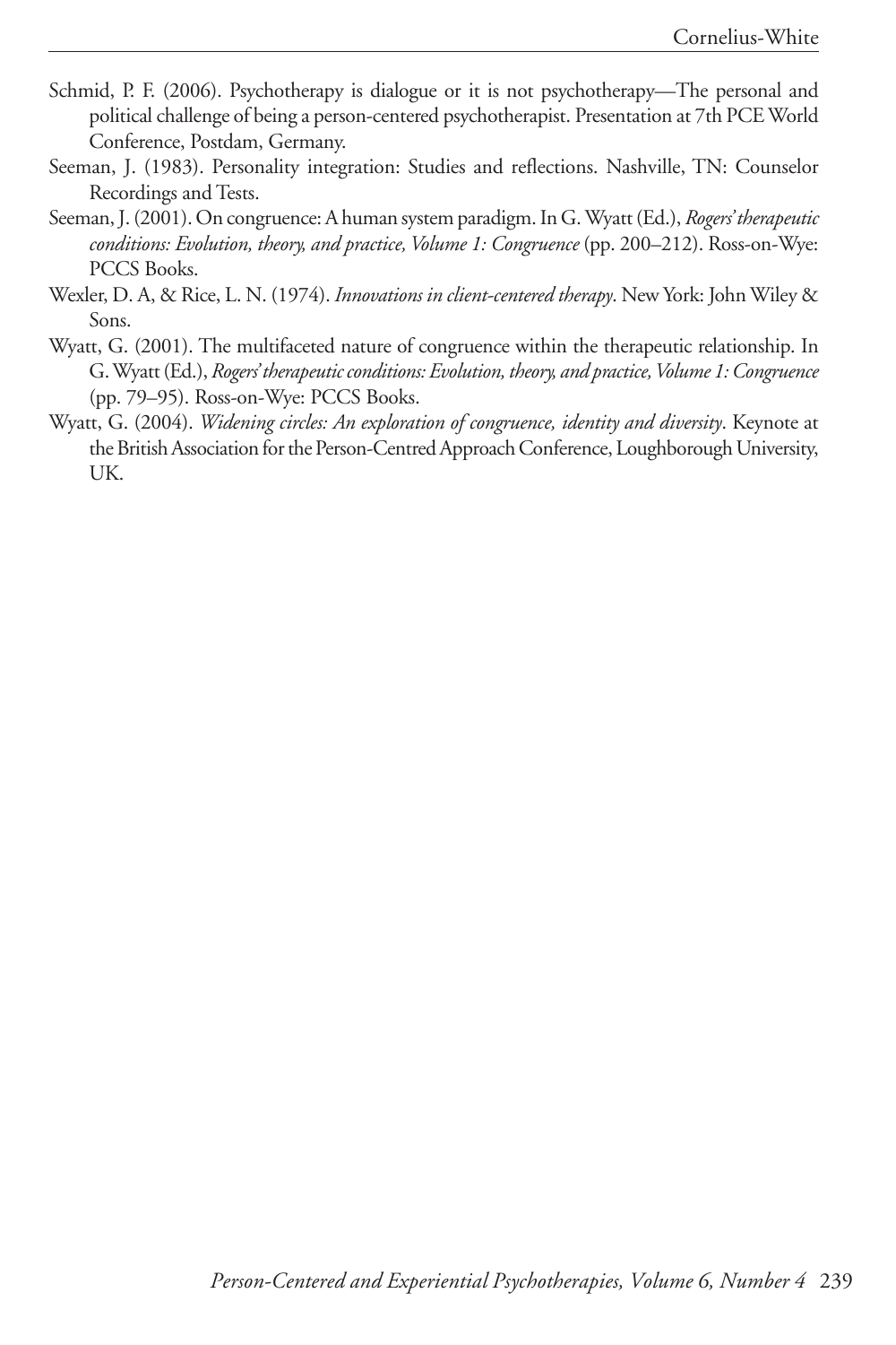Schmid, P. F. (2006). Psychotherapy is dialogue or it is not psychotherapy—The personal and political challenge of being a person-centered psychotherapist. Presentation at 7th PCE World Conference, Postdam, Germany.

Seeman, J. (1983). Personality integration: Studies and reflections. Nashville, TN: Counselor Recordings and Tests.

Seeman, J. (2001). On congruence: A human system paradigm. In G. Wyatt (Ed.), *Rogers' therapeutic conditions: Evolution, theory, and practice, Volume 1: Congruence* (pp. 200–212). Ross-on-Wye: PCCS Books.

Wexler, D. A, & Rice, L. N. (1974). *Innovations in client-centered therapy*. New York: John Wiley & Sons.

Wyatt, G. (2001). The multifaceted nature of congruence within the therapeutic relationship. In G. Wyatt (Ed.), *Rogers' therapeutic conditions: Evolution, theory, and practice, Volume 1: Congruence* (pp. 79–95). Ross-on-Wye: PCCS Books.

Wyatt, G. (2004). *Widening circles: An exploration of congruence, identity and diversity*. Keynote at the British Association for the Person-Centred Approach Conference, Loughborough University, UK.